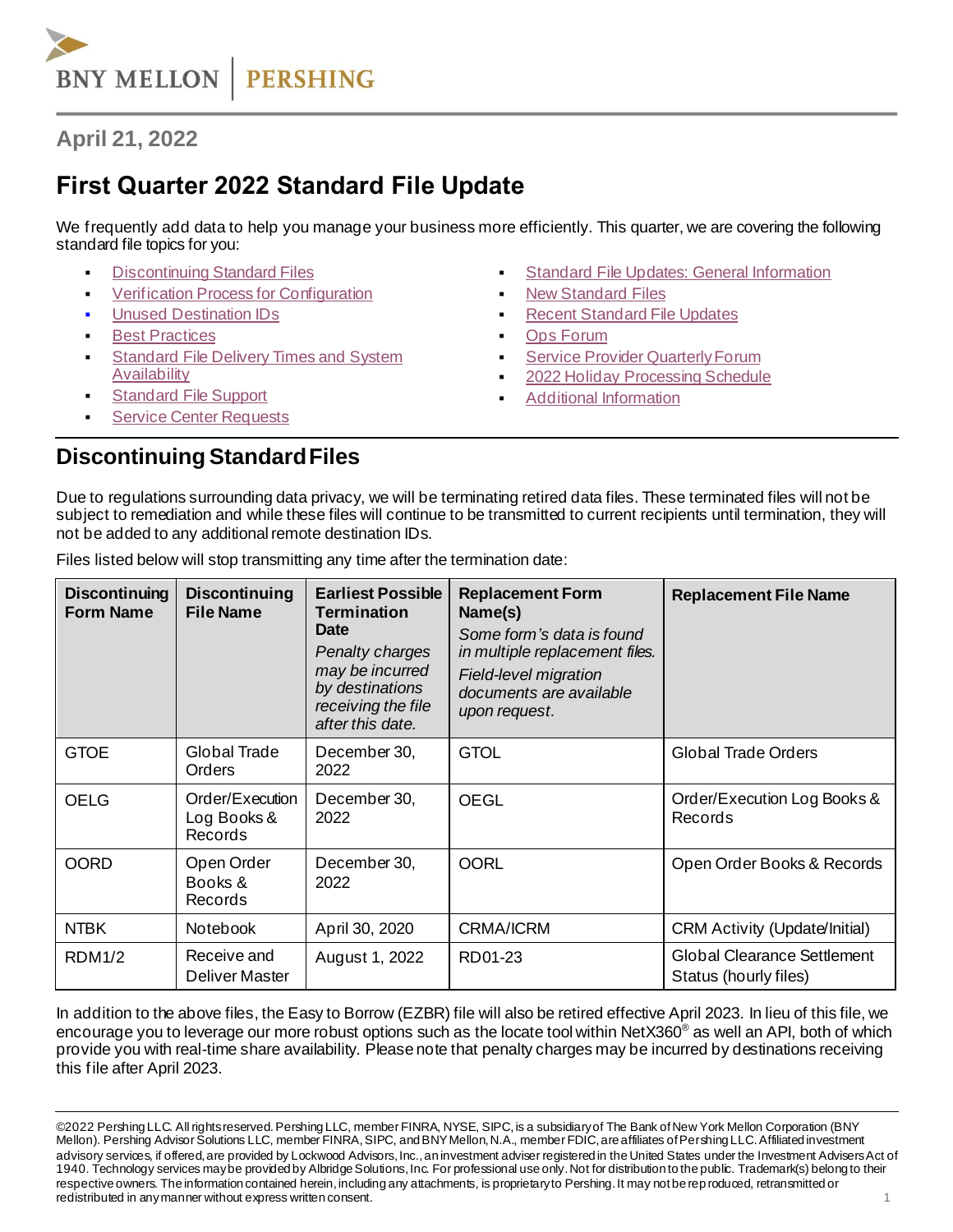April 21, 2022

# First Quarter 2022 Standard File Update

We frequently add data to help you manage your business more efficiently. This quarter, we are covering the following standard file topics for you:

- Discontinuing Standard Files
- Verification Process for Configuration
- Unused Destination IDs
- Best Practices
- Standard File Delivery Times and System Availability
- Standard File Support
- Service Center Requests
- Standard File Updates: General Information
- New Standard Files
- Recent Standard File Updates
- Ops Forum
- Service Provider Quarterly Forum
- 2022 Holiday Processing Schedule
- Additional Information

## Discontinuing Standard Files

Due to regulations surrounding data privacy, we will be terminating retired data files. These terminated files will not be subject to remediation and while these files will continue to be transmitted to current recipients until termination, they will not be added to any additional remote destination IDs.

Files listed below will stop transmitting any time after the termination date:

| **Discontinuing Form Name** | **Discontinuing File Name** | **Earliest Possible Termination Date** *Penalty charges may be incurred by destinations receiving the file after this date.* | **Replacement Form Name(s)** *Some form's data is found in multiple replacement files.* *Field-level migration documents are available upon request.* | **Replacement File Name** |
|---|---|---|---|---|
| GTOE | Global Trade Orders | December 30, 2022 | GTOL | Global Trade Orders |
| OELG | Order/Execution Log Books & Records | December 30, 2022 | OEGL | Order/Execution Log Books & Records |
| OORD | Open Order Books & Records | December 30, 2022 | OORL | Open Order Books & Records |
| NTBK | Notebook | April 30, 2020 | CRMA/ICRM | CRM Activity (Update/Initial) |
| RDM1/2 | Receive and Deliver Master | August 1, 2022 | RD01-23 | Global Clearance Settlement Status (hourly files) |

In addition to the above files, the Easy to Borrow (EZBR) file will also be retired effective April 2023. In lieu of this file, we encourage you to leverage our more robust options such as the locate tool within NetX360® as well an API, both of which provide you with real-time share availability. Please note that penalty charges may be incurred by destinations receiving this file after April 2023.

©2022 Pershing LLC. All rights reserved. Pershing LLC, member FINRA, NYSE, SIPC, is a subsidiary of The Bank of New York Mellon Corporation (BNY Mellon). Pershing Advisor Solutions LLC, member FINRA, SIPC, and BNY Mellon, N.A., member FDIC, are affiliates of Pershing LLC. Affiliated investment advisory services, if offered, are provided by Lockwood Advisors, Inc., an investment adviser registered in the United States under the Investment Advisers Act of 1940. Technology services may be provided by Albridge Solutions, Inc. For professional use only. Not for distribution to the public. Trademark(s) belong to their respective owners. The information contained herein, including any attachments, is proprietary to Pershing. It may not be reproduced, retransmitted or redistributed in any manner without express written consent.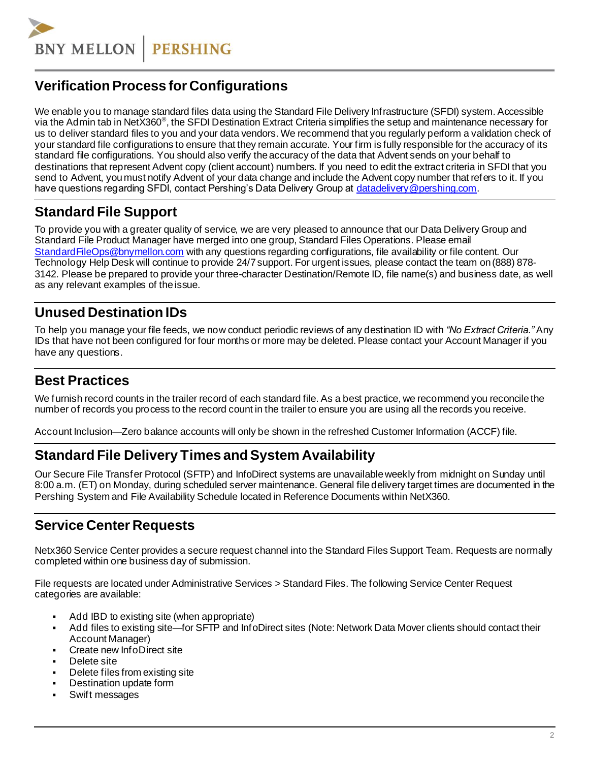## Verification Process for Configurations

We enable you to manage standard files data using the Standard File Delivery Infrastructure (SFDI) system. Accessible via the Admin tab in NetX360®, the SFDI Destination Extract Criteria simplifies the setup and maintenance necessary for us to deliver standard files to you and your data vendors. We recommend that you regularly perform a validation check of your standard file configurations to ensure that they remain accurate. Your firm is fully responsible for the accuracy of its standard file configurations. You should also verify the accuracy of the data that Advent sends on your behalf to destinations that represent Advent copy (client account) numbers. If you need to edit the extract criteria in SFDI that you send to Advent, you must notify Advent of your data change and include the Advent copy number that refers to it. If you have questions regarding SFDI, contact Pershing's Data Delivery Group at datadelivery@pershing.com.

## Standard File Support

To provide you with a greater quality of service, we are very pleased to announce that our Data Delivery Group and Standard File Product Manager have merged into one group, Standard Files Operations. Please email StandardFileOps@bnymellon.com with any questions regarding configurations, file availability or file content. Our Technology Help Desk will continue to provide 24/7 support. For urgent issues, please contact the team on (888) 878-3142. Please be prepared to provide your three-character Destination/Remote ID, file name(s) and business date, as well as any relevant examples of the issue.

## Unused Destination IDs

To help you manage your file feeds, we now conduct periodic reviews of any destination ID with *"No Extract Criteria."* Any IDs that have not been configured for four months or more may be deleted. Please contact your Account Manager if you have any questions.

## Best Practices

We furnish record counts in the trailer record of each standard file. As a best practice, we recommend you reconcile the number of records you process to the record count in the trailer to ensure you are using all the records you receive.

Account Inclusion—Zero balance accounts will only be shown in the refreshed Customer Information (ACCF) file.

## Standard File Delivery Times and System Availability

Our Secure File Transfer Protocol (SFTP) and InfoDirect systems are unavailable weekly from midnight on Sunday until 8:00 a.m. (ET) on Monday, during scheduled server maintenance. General file delivery target times are documented in the Pershing System and File Availability Schedule located in Reference Documents within NetX360.

## Service Center Requests

Netx360 Service Center provides a secure request channel into the Standard Files Support Team. Requests are normally completed within one business day of submission.

File requests are located under Administrative Services > Standard Files. The following Service Center Request categories are available:

- Add IBD to existing site (when appropriate)
- Add files to existing site—for SFTP and InfoDirect sites (Note: Network Data Mover clients should contact their Account Manager)
- Create new InfoDirect site
- Delete site
- Delete files from existing site
- Destination update form
- Swift messages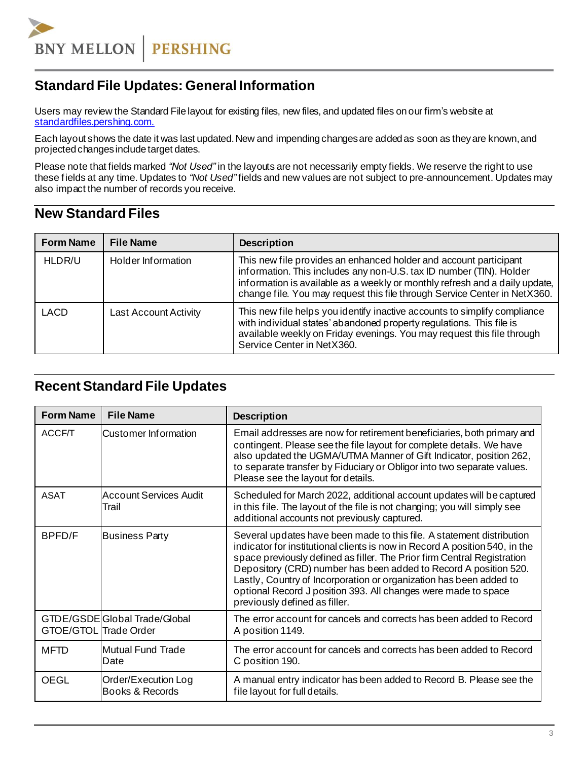## Standard File Updates: General Information

Users may review the Standard File layout for existing files, new files, and updated files on our firm's website at [standardfiles.pershing.com.](standardfiles.pershing.com)

Each layout shows the date it was last updated. New and impending changes are added as soon as they are known, and projected changes include target dates.

Please note that fields marked *"Not Used"* in the layouts are not necessarily empty fields. We reserve the right to use these fields at any time. Updates to *"Not Used"* fields and new values are not subject to pre-announcement. Updates may also impact the number of records you receive.

## New Standard Files

| Form Name | File Name | Description |
|---|---|---|
| HLDR/U | Holder Information | This new file provides an enhanced holder and account participant information. This includes any non-U.S. tax ID number (TIN). Holder information is available as a weekly or monthly refresh and a daily update, change file. You may request this file through Service Center in NetX360. |
| LACD | Last Account Activity | This new file helps you identify inactive accounts to simplify compliance with individual states' abandoned property regulations. This file is available weekly on Friday evenings. You may request this file through Service Center in NetX360. |

## Recent Standard File Updates

| Form Name | File Name | Description |
|---|---|---|
| ACCF/T | Customer Information | Email addresses are now for retirement beneficiaries, both primary and contingent. Please see the file layout for complete details. We have also updated the UGMA/UTMA Manner of Gift Indicator, position 262, to separate transfer by Fiduciary or Obligor into two separate values. Please see the layout for details. |
| ASAT | Account Services Audit Trail | Scheduled for March 2022, additional account updates will be captured in this file. The layout of the file is not changing; you will simply see additional accounts not previously captured. |
| BPFD/F | Business Party | Several updates have been made to this file. A statement distribution indicator for institutional clients is now in Record A position 540, in the space previously defined as filler. The Prior firm Central Registration Depository (CRD) number has been added to Record A position 520. Lastly, Country of Incorporation or organization has been added to optional Record J position 393. All changes were made to space previously defined as filler. |
| GTDE/GSDE GTOE/GTOL | Global Trade/Global Trade Order | The error account for cancels and corrects has been added to Record A position 1149. |
| MFTD | Mutual Fund Trade Date | The error account for cancels and corrects has been added to Record C position 190. |
| OEGL | Order/Execution Log Books & Records | A manual entry indicator has been added to Record B. Please see the file layout for full details. |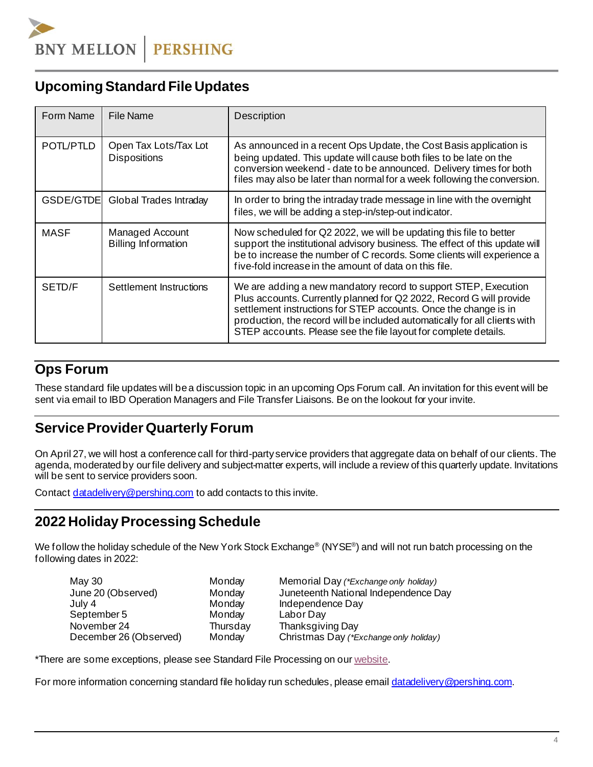## Upcoming Standard File Updates

| Form Name | File Name | Description |
|---|---|---|
| POTL/PTLD | Open Tax Lots/Tax Lot Dispositions | As announced in a recent Ops Update, the Cost Basis application is being updated. This update will cause both files to be late on the conversion weekend - date to be announced. Delivery times for both files may also be later than normal for a week following the conversion. |
| GSDE/GTDE | Global Trades Intraday | In order to bring the intraday trade message in line with the overnight files, we will be adding a step-in/step-out indicator. |
| MASF | Managed Account Billing Information | Now scheduled for Q2 2022, we will be updating this file to better support the institutional advisory business. The effect of this update will be to increase the number of C records. Some clients will experience a five-fold increase in the amount of data on this file. |
| SETD/F | Settlement Instructions | We are adding a new mandatory record to support STEP, Execution Plus accounts. Currently planned for Q2 2022, Record G will provide settlement instructions for STEP accounts. Once the change is in production, the record will be included automatically for all clients with STEP accounts. Please see the file layout for complete details. |

## Ops Forum

These standard file updates will be a discussion topic in an upcoming Ops Forum call. An invitation for this event will be sent via email to IBD Operation Managers and File Transfer Liaisons. Be on the lookout for your invite.

## Service Provider Quarterly Forum

On April 27, we will host a conference call for third-party service providers that aggregate data on behalf of our clients. The agenda, moderated by our file delivery and subject-matter experts, will include a review of this quarterly update. Invitations will be sent to service providers soon.

Contact datadelivery@pershing.com to add contacts to this invite.

## 2022 Holiday Processing Schedule

We follow the holiday schedule of the New York Stock Exchange® (NYSE®) and will not run batch processing on the following dates in 2022:

| | | |
|---|---|---|
| May 30 | Monday | Memorial Day *(\*Exchange only holiday)* |
| June 20 (Observed) | Monday | Juneteenth National Independence Day |
| July 4 | Monday | Independence Day |
| September 5 | Monday | Labor Day |
| November 24 | Thursday | Thanksgiving Day |
| December 26 (Observed) | Monday | Christmas Day *(\*Exchange only holiday)* |

*There are some exceptions, please see Standard File Processing on our website.

For more information concerning standard file holiday run schedules, please email datadelivery@pershing.com.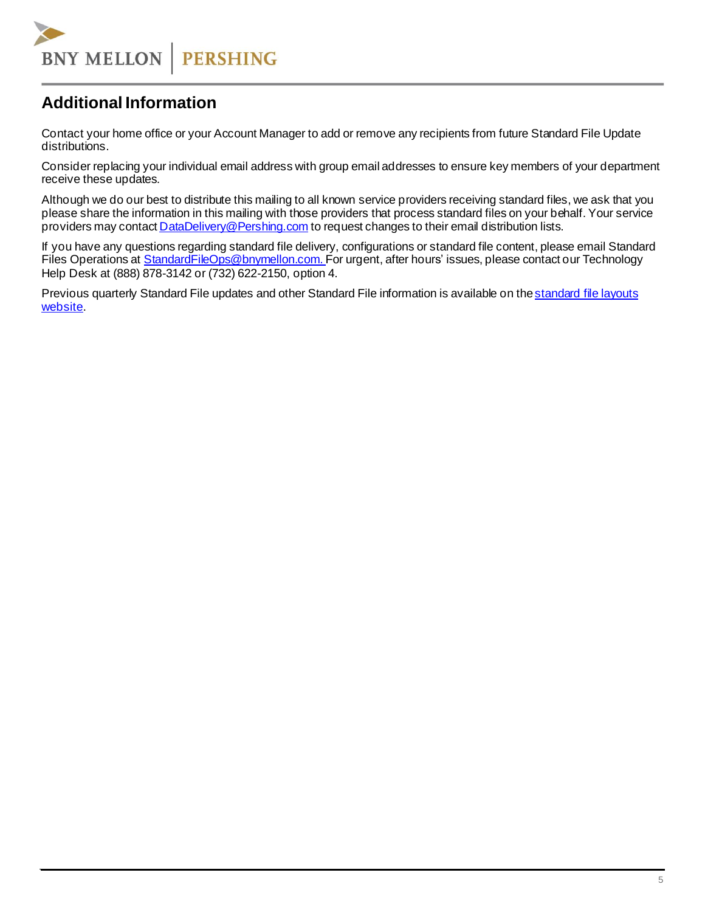## Additional Information

Contact your home office or your Account Manager to add or remove any recipients from future Standard File Update distributions.

Consider replacing your individual email address with group email addresses to ensure key members of your department receive these updates.

Although we do our best to distribute this mailing to all known service providers receiving standard files, we ask that you please share the information in this mailing with those providers that process standard files on your behalf. Your service providers may contact [DataDelivery@Pershing.com](mailto:DataDelivery@Pershing.com) to request changes to their email distribution lists.

If you have any questions regarding standard file delivery, configurations or standard file content, please email Standard Files Operations at [StandardFileOps@bnymellon.com.](mailto:StandardFileOps@bnymellon.com) For urgent, after hours' issues, please contact our Technology Help Desk at (888) 878-3142 or (732) 622-2150, option 4.

Previous quarterly Standard File updates and other Standard File information is available on the standard file layouts website.